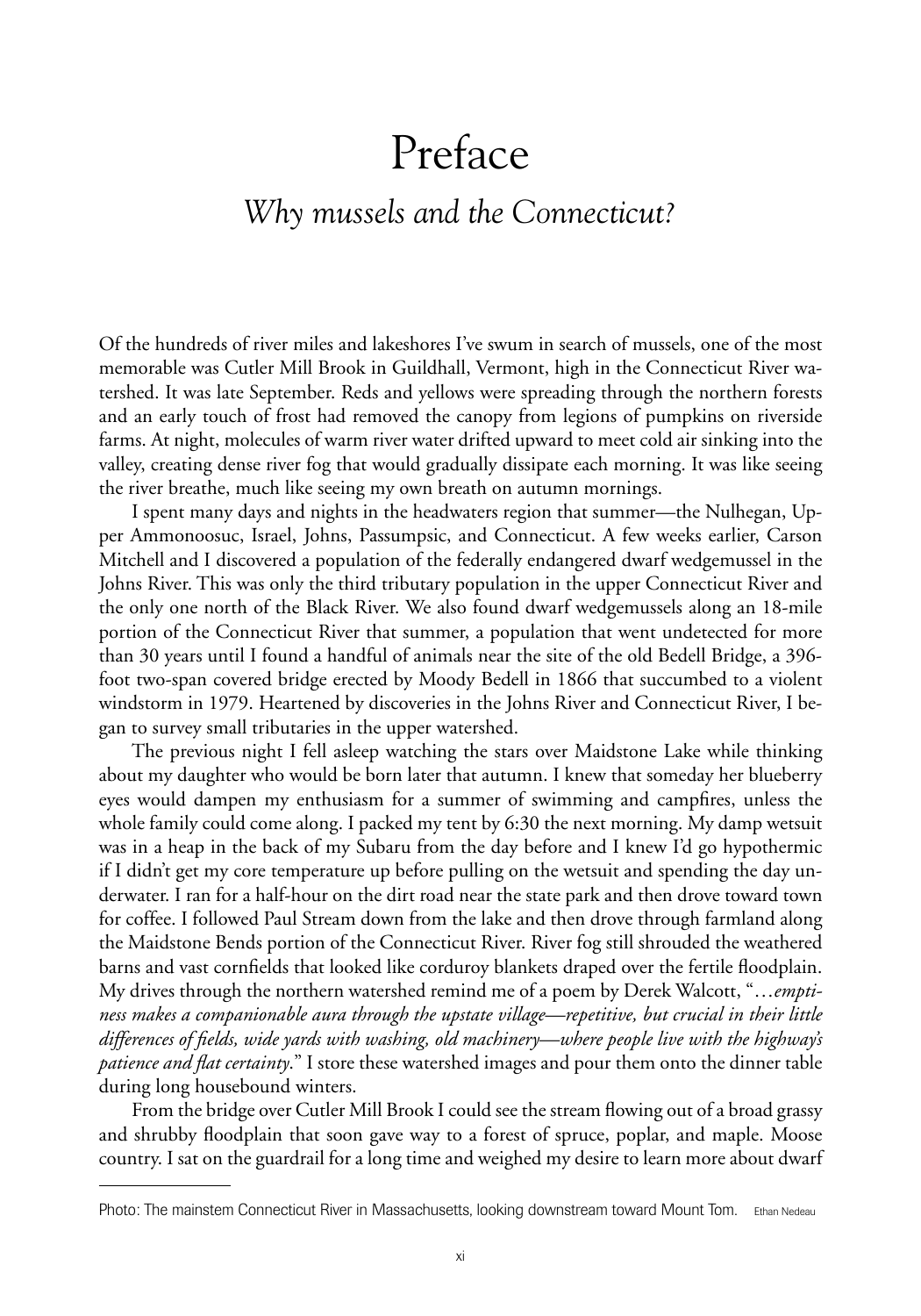# Preface

## *Why mussels and the Connecticut?*

Of the hundreds of river miles and lakeshores I've swum in search of mussels, one of the most memorable was Cutler Mill Brook in Guildhall, Vermont, high in the Connecticut River watershed. It was late September. Reds and yellows were spreading through the northern forests and an early touch of frost had removed the canopy from legions of pumpkins on riverside farms. At night, molecules of warm river water drifted upward to meet cold air sinking into the valley, creating dense river fog that would gradually dissipate each morning. It was like seeing the river breathe, much like seeing my own breath on autumn mornings.

I spent many days and nights in the headwaters region that summer—the Nulhegan, Upper Ammonoosuc, Israel, Johns, Passumpsic, and Connecticut. A few weeks earlier, Carson Mitchell and I discovered a population of the federally endangered dwarf wedgemussel in the Johns River. This was only the third tributary population in the upper Connecticut River and the only one north of the Black River. We also found dwarf wedgemussels along an 18-mile portion of the Connecticut River that summer, a population that went undetected for more than 30 years until I found a handful of animals near the site of the old Bedell Bridge, a 396-foot two-span covered bridge erected by Moody Bedell in 1866 that succumbed to a violent windstorm in 1979. Heartened by discoveries in the Johns River and Connecticut River, I began to survey small tributaries in the upper watershed.

The previous night I fell asleep watching the stars over Maidstone Lake while thinking about my daughter who would be born later that autumn. I knew that someday her blueberry eyes would dampen my enthusiasm for a summer of swimming and campfires, unless the whole family could come along. I packed my tent by 6:30 the next morning. My damp wetsuit was in a heap in the back of my Subaru from the day before and I knew I'd go hypothermic if I didn't get my core temperature up before pulling on the wetsuit and spending the day underwater. I ran for a half-hour on the dirt road near the state park and then drove toward town for coffee. I followed Paul Stream down from the lake and then drove through farmland along the Maidstone Bends portion of the Connecticut River. River fog still shrouded the weathered barns and vast cornfields that looked like corduroy blankets draped over the fertile floodplain. My drives through the northern watershed remind me of a poem by Derek Walcott, "…*emptiness makes a companionable aura through the upstate village—repetitive, but crucial in their little differences of fields, wide yards with washing, old machinery—where people live with the highway's patience and flat certainty*." I store these watershed images and pour them onto the dinner table during long housebound winters.

From the bridge over Cutler Mill Brook I could see the stream flowing out of a broad grassy and shrubby floodplain that soon gave way to a forest of spruce, poplar, and maple. Moose country. I sat on the guardrail for a long time and weighed my desire to learn more about dwarf

---

Photo: The mainstem Connecticut River in Massachusetts, looking downstream toward Mount Tom. Ethan Nedeau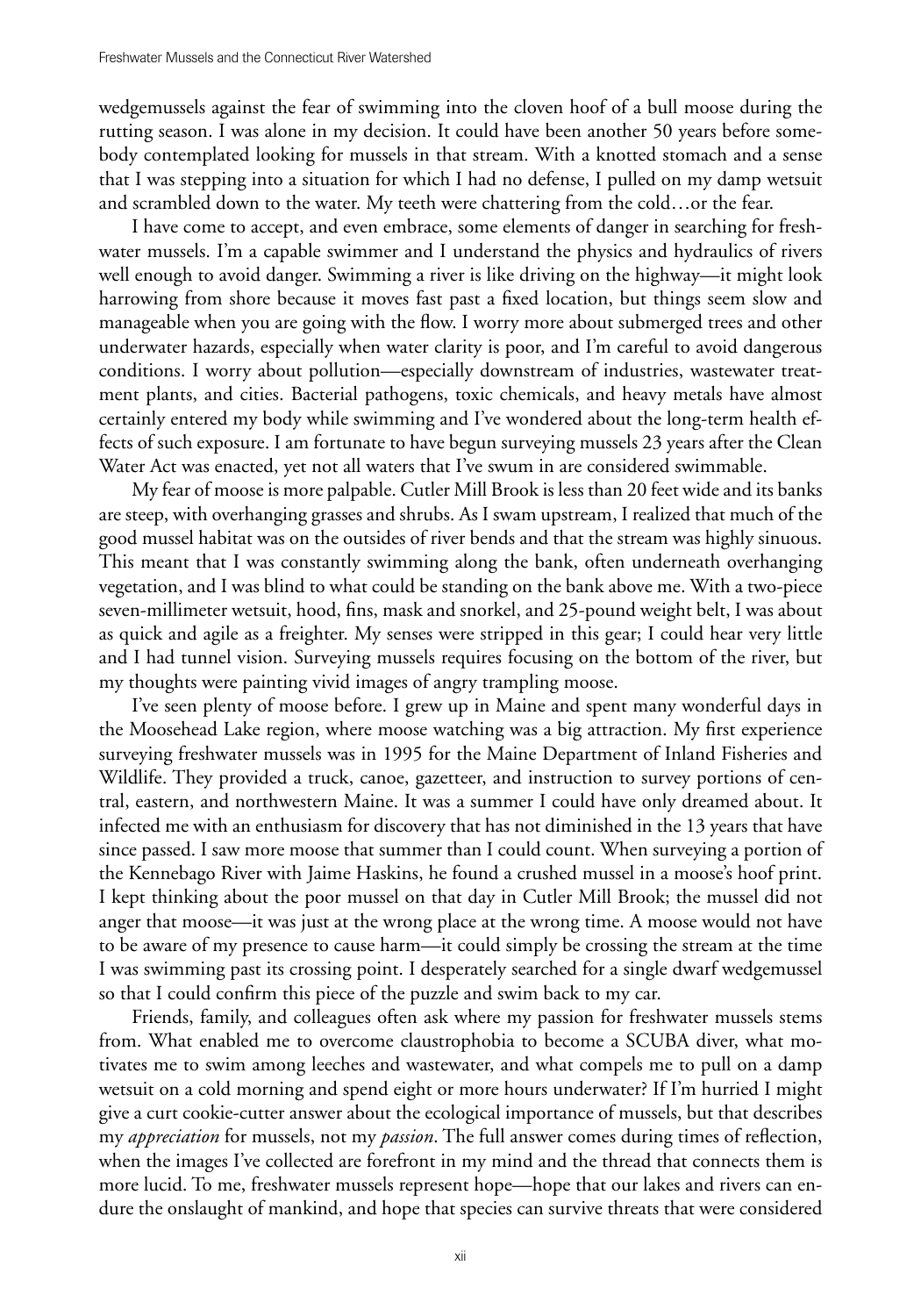wedgemussels against the fear of swimming into the cloven hoof of a bull moose during the rutting season. I was alone in my decision. It could have been another 50 years before somebody contemplated looking for mussels in that stream. With a knotted stomach and a sense that I was stepping into a situation for which I had no defense, I pulled on my damp wetsuit and scrambled down to the water. My teeth were chattering from the cold…or the fear.

I have come to accept, and even embrace, some elements of danger in searching for freshwater mussels. I'm a capable swimmer and I understand the physics and hydraulics of rivers well enough to avoid danger. Swimming a river is like driving on the highway—it might look harrowing from shore because it moves fast past a fixed location, but things seem slow and manageable when you are going with the flow. I worry more about submerged trees and other underwater hazards, especially when water clarity is poor, and I'm careful to avoid dangerous conditions. I worry about pollution—especially downstream of industries, wastewater treatment plants, and cities. Bacterial pathogens, toxic chemicals, and heavy metals have almost certainly entered my body while swimming and I've wondered about the long-term health effects of such exposure. I am fortunate to have begun surveying mussels 23 years after the Clean Water Act was enacted, yet not all waters that I've swum in are considered swimmable.

My fear of moose is more palpable. Cutler Mill Brook is less than 20 feet wide and its banks are steep, with overhanging grasses and shrubs. As I swam upstream, I realized that much of the good mussel habitat was on the outsides of river bends and that the stream was highly sinuous. This meant that I was constantly swimming along the bank, often underneath overhanging vegetation, and I was blind to what could be standing on the bank above me. With a two-piece seven-millimeter wetsuit, hood, fins, mask and snorkel, and 25-pound weight belt, I was about as quick and agile as a freighter. My senses were stripped in this gear; I could hear very little and I had tunnel vision. Surveying mussels requires focusing on the bottom of the river, but my thoughts were painting vivid images of angry trampling moose.

I've seen plenty of moose before. I grew up in Maine and spent many wonderful days in the Moosehead Lake region, where moose watching was a big attraction. My first experience surveying freshwater mussels was in 1995 for the Maine Department of Inland Fisheries and Wildlife. They provided a truck, canoe, gazetteer, and instruction to survey portions of central, eastern, and northwestern Maine. It was a summer I could have only dreamed about. It infected me with an enthusiasm for discovery that has not diminished in the 13 years that have since passed. I saw more moose that summer than I could count. When surveying a portion of the Kennebago River with Jaime Haskins, he found a crushed mussel in a moose's hoof print. I kept thinking about the poor mussel on that day in Cutler Mill Brook; the mussel did not anger that moose—it was just at the wrong place at the wrong time. A moose would not have to be aware of my presence to cause harm—it could simply be crossing the stream at the time I was swimming past its crossing point. I desperately searched for a single dwarf wedgemussel so that I could confirm this piece of the puzzle and swim back to my car.

Friends, family, and colleagues often ask where my passion for freshwater mussels stems from. What enabled me to overcome claustrophobia to become a SCUBA diver, what motivates me to swim among leeches and wastewater, and what compels me to pull on a damp wetsuit on a cold morning and spend eight or more hours underwater? If I'm hurried I might give a curt cookie-cutter answer about the ecological importance of mussels, but that describes my *appreciation* for mussels, not my *passion*. The full answer comes during times of reflection, when the images I've collected are forefront in my mind and the thread that connects them is more lucid. To me, freshwater mussels represent hope—hope that our lakes and rivers can endure the onslaught of mankind, and hope that species can survive threats that were considered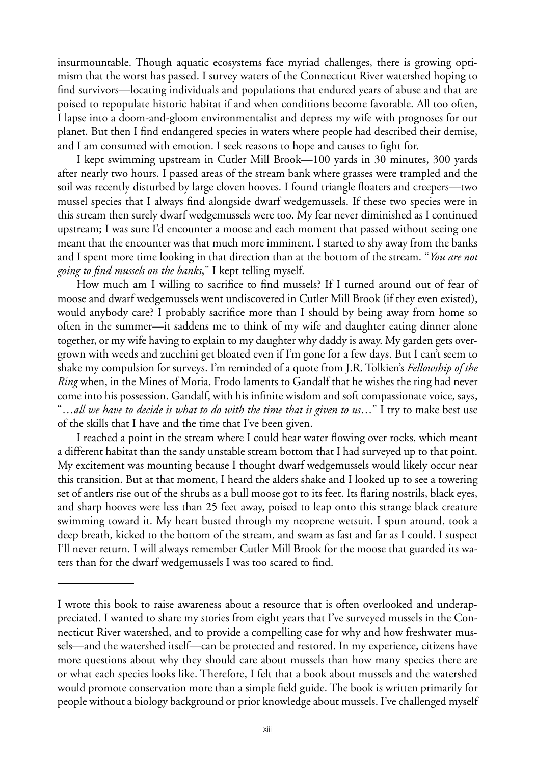insurmountable. Though aquatic ecosystems face myriad challenges, there is growing optimism that the worst has passed. I survey waters of the Connecticut River watershed hoping to find survivors—locating individuals and populations that endured years of abuse and that are poised to repopulate historic habitat if and when conditions become favorable. All too often, I lapse into a doom-and-gloom environmentalist and depress my wife with prognoses for our planet. But then I find endangered species in waters where people had described their demise, and I am consumed with emotion. I seek reasons to hope and causes to fight for.

I kept swimming upstream in Cutler Mill Brook—100 yards in 30 minutes, 300 yards after nearly two hours. I passed areas of the stream bank where grasses were trampled and the soil was recently disturbed by large cloven hooves. I found triangle floaters and creepers—two mussel species that I always find alongside dwarf wedgemussels. If these two species were in this stream then surely dwarf wedgemussels were too. My fear never diminished as I continued upstream; I was sure I'd encounter a moose and each moment that passed without seeing one meant that the encounter was that much more imminent. I started to shy away from the banks and I spent more time looking in that direction than at the bottom of the stream. "*You are not going to find mussels on the banks*," I kept telling myself.

How much am I willing to sacrifice to find mussels? If I turned around out of fear of moose and dwarf wedgemussels went undiscovered in Cutler Mill Brook (if they even existed), would anybody care? I probably sacrifice more than I should by being away from home so often in the summer—it saddens me to think of my wife and daughter eating dinner alone together, or my wife having to explain to my daughter why daddy is away. My garden gets overgrown with weeds and zucchini get bloated even if I'm gone for a few days. But I can't seem to shake my compulsion for surveys. I'm reminded of a quote from J.R. Tolkien's *Fellowship of the Ring* when, in the Mines of Moria, Frodo laments to Gandalf that he wishes the ring had never come into his possession. Gandalf, with his infinite wisdom and soft compassionate voice, says, "*…all we have to decide is what to do with the time that is given to us…*" I try to make best use of the skills that I have and the time that I've been given.

I reached a point in the stream where I could hear water flowing over rocks, which meant a different habitat than the sandy unstable stream bottom that I had surveyed up to that point. My excitement was mounting because I thought dwarf wedgemussels would likely occur near this transition. But at that moment, I heard the alders shake and I looked up to see a towering set of antlers rise out of the shrubs as a bull moose got to its feet. Its flaring nostrils, black eyes, and sharp hooves were less than 25 feet away, poised to leap onto this strange black creature swimming toward it. My heart busted through my neoprene wetsuit. I spun around, took a deep breath, kicked to the bottom of the stream, and swam as fast and far as I could. I suspect I'll never return. I will always remember Cutler Mill Brook for the moose that guarded its waters than for the dwarf wedgemussels I was too scared to find.

---

I wrote this book to raise awareness about a resource that is often overlooked and underappreciated. I wanted to share my stories from eight years that I've surveyed mussels in the Connecticut River watershed, and to provide a compelling case for why and how freshwater mussels—and the watershed itself—can be protected and restored. In my experience, citizens have more questions about why they should care about mussels than how many species there are or what each species looks like. Therefore, I felt that a book about mussels and the watershed would promote conservation more than a simple field guide. The book is written primarily for people without a biology background or prior knowledge about mussels. I've challenged myself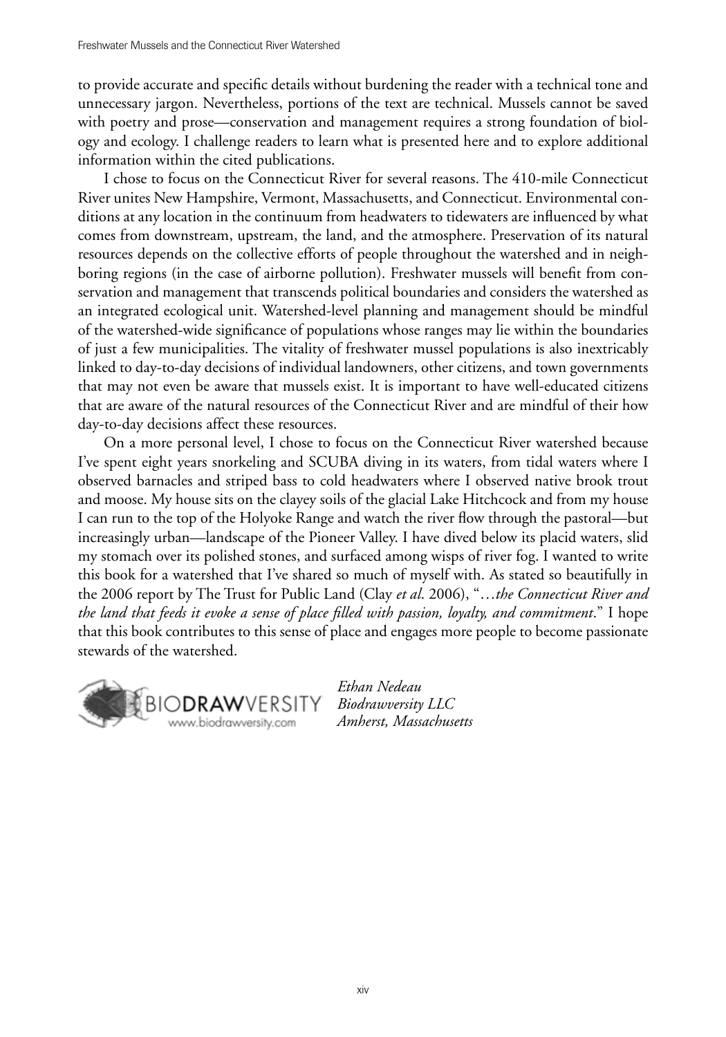to provide accurate and specific details without burdening the reader with a technical tone and unnecessary jargon. Nevertheless, portions of the text are technical. Mussels cannot be saved with poetry and prose—conservation and management requires a strong foundation of biology and ecology. I challenge readers to learn what is presented here and to explore additional information within the cited publications.

I chose to focus on the Connecticut River for several reasons. The 410-mile Connecticut River unites New Hampshire, Vermont, Massachusetts, and Connecticut. Environmental conditions at any location in the continuum from headwaters to tidewaters are influenced by what comes from downstream, upstream, the land, and the atmosphere. Preservation of its natural resources depends on the collective efforts of people throughout the watershed and in neighboring regions (in the case of airborne pollution). Freshwater mussels will benefit from conservation and management that transcends political boundaries and considers the watershed as an integrated ecological unit. Watershed-level planning and management should be mindful of the watershed-wide significance of populations whose ranges may lie within the boundaries of just a few municipalities. The vitality of freshwater mussel populations is also inextricably linked to day-to-day decisions of individual landowners, other citizens, and town governments that may not even be aware that mussels exist. It is important to have well-educated citizens that are aware of the natural resources of the Connecticut River and are mindful of their how day-to-day decisions affect these resources.

On a more personal level, I chose to focus on the Connecticut River watershed because I've spent eight years snorkeling and SCUBA diving in its waters, from tidal waters where I observed barnacles and striped bass to cold headwaters where I observed native brook trout and moose. My house sits on the clayey soils of the glacial Lake Hitchcock and from my house I can run to the top of the Holyoke Range and watch the river flow through the pastoral—but increasingly urban—landscape of the Pioneer Valley. I have dived below its placid waters, slid my stomach over its polished stones, and surfaced among wisps of river fog. I wanted to write this book for a watershed that I've shared so much of myself with. As stated so beautifully in the 2006 report by The Trust for Public Land (Clay *et al.* 2006), "…*the Connecticut River and the land that feeds it evoke a sense of place filled with passion, loyalty, and commitment*." I hope that this book contributes to this sense of place and engages more people to become passionate stewards of the watershed.

BIODRAWVERSITY
www.biodrawversity.com

*Ethan Nedeau*
*Biodrawversity LLC*
*Amherst, Massachusetts*